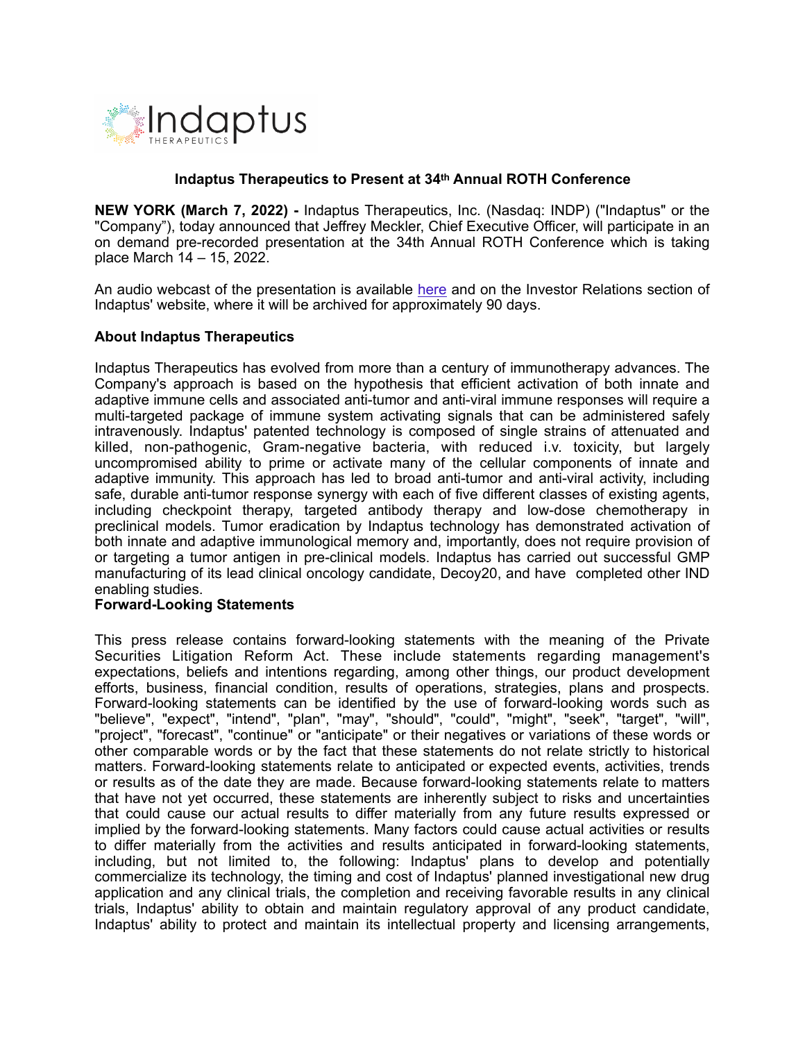# Indaptus Therapeutics to Present at 34th Annual ROTH Conference

**NEW YORK (March 7, 2022) -** Indaptus Therapeutics, Inc. (Nasdaq: INDP) ("Indaptus" or the "Company"), today announced that Jeffrey Meckler, Chief Executive Officer, will participate in an on demand pre-recorded presentation at the 34th Annual ROTH Conference which is taking place March 14 – 15, 2022.

An audio webcast of the presentation is available here and on the Investor Relations section of Indaptus' website, where it will be archived for approximately 90 days.

### About Indaptus Therapeutics

Indaptus Therapeutics has evolved from more than a century of immunotherapy advances. The Company's approach is based on the hypothesis that efficient activation of both innate and adaptive immune cells and associated anti-tumor and anti-viral immune responses will require a multi-targeted package of immune system activating signals that can be administered safely intravenously. Indaptus' patented technology is composed of single strains of attenuated and killed, non-pathogenic, Gram-negative bacteria, with reduced i.v. toxicity, but largely uncompromised ability to prime or activate many of the cellular components of innate and adaptive immunity. This approach has led to broad anti-tumor and anti-viral activity, including safe, durable anti-tumor response synergy with each of five different classes of existing agents, including checkpoint therapy, targeted antibody therapy and low-dose chemotherapy in preclinical models. Tumor eradication by Indaptus technology has demonstrated activation of both innate and adaptive immunological memory and, importantly, does not require provision of or targeting a tumor antigen in pre-clinical models. Indaptus has carried out successful GMP manufacturing of its lead clinical oncology candidate, Decoy20, and have completed other IND enabling studies.

### Forward-Looking Statements

This press release contains forward-looking statements with the meaning of the Private Securities Litigation Reform Act. These include statements regarding management's expectations, beliefs and intentions regarding, among other things, our product development efforts, business, financial condition, results of operations, strategies, plans and prospects. Forward-looking statements can be identified by the use of forward-looking words such as "believe", "expect", "intend", "plan", "may", "should", "could", "might", "seek", "target", "will", "project", "forecast", "continue" or "anticipate" or their negatives or variations of these words or other comparable words or by the fact that these statements do not relate strictly to historical matters. Forward-looking statements relate to anticipated or expected events, activities, trends or results as of the date they are made. Because forward-looking statements relate to matters that have not yet occurred, these statements are inherently subject to risks and uncertainties that could cause our actual results to differ materially from any future results expressed or implied by the forward-looking statements. Many factors could cause actual activities or results to differ materially from the activities and results anticipated in forward-looking statements, including, but not limited to, the following: Indaptus' plans to develop and potentially commercialize its technology, the timing and cost of Indaptus' planned investigational new drug application and any clinical trials, the completion and receiving favorable results in any clinical trials, Indaptus' ability to obtain and maintain regulatory approval of any product candidate, Indaptus' ability to protect and maintain its intellectual property and licensing arrangements,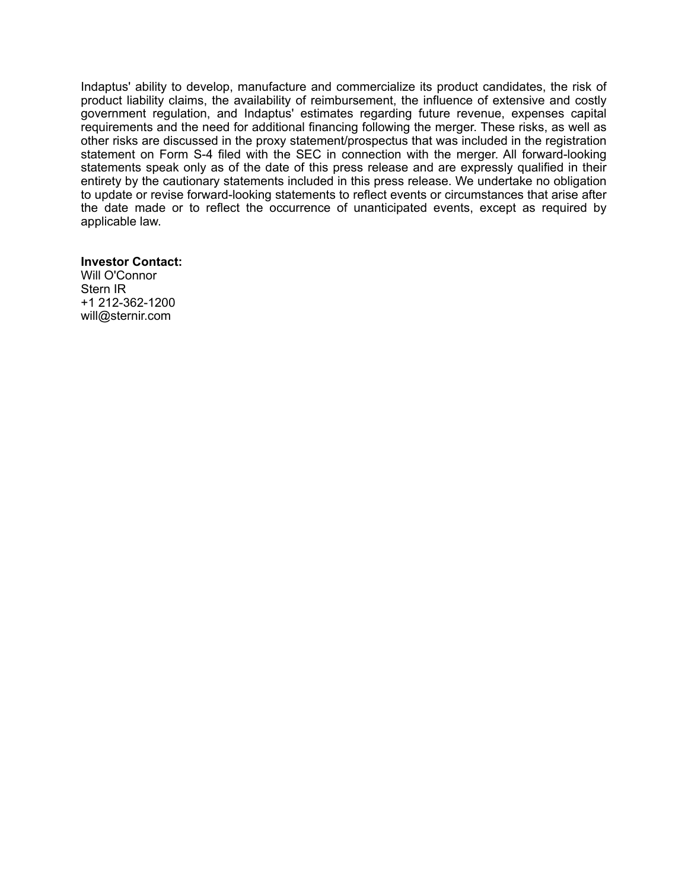Indaptus' ability to develop, manufacture and commercialize its product candidates, the risk of product liability claims, the availability of reimbursement, the influence of extensive and costly government regulation, and Indaptus' estimates regarding future revenue, expenses capital requirements and the need for additional financing following the merger. These risks, as well as other risks are discussed in the proxy statement/prospectus that was included in the registration statement on Form S-4 filed with the SEC in connection with the merger. All forward-looking statements speak only as of the date of this press release and are expressly qualified in their entirety by the cautionary statements included in this press release. We undertake no obligation to update or revise forward-looking statements to reflect events or circumstances that arise after the date made or to reflect the occurrence of unanticipated events, except as required by applicable law.

**Investor Contact:**
Will O'Connor
Stern IR
+1 212-362-1200
will@sternir.com